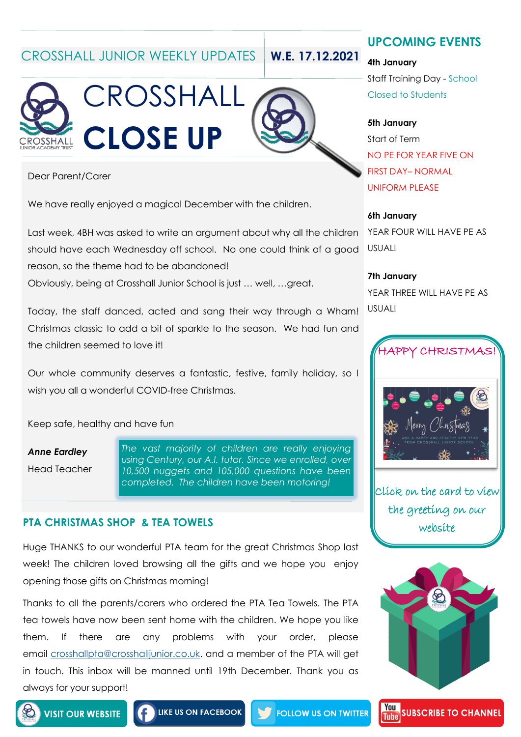# CROSSHALL JUNIOR WEEKLY UPDATES **W.E. 17.12.2021**

# CROSSHALL CLOSE UP

Dear Parent/Carer

We have really enjoyed a magical December with the children.

Last week, 4BH was asked to write an argument about why all the children should have each Wednesday off school. No one could think of a good reason, so the theme had to be abandoned!

Obviously, being at Crosshall Junior School is just … well, …great.

Today, the staff danced, acted and sang their way through a Wham! Christmas classic to add a bit of sparkle to the season. We had fun and the children seemed to love it!

Our whole community deserves a fantastic, festive, family holiday, so I wish you all a wonderful COVID-free Christmas.

Keep safe, healthy and have fun

***Anne Eardley***

Head Teacher

*The vast majority of children are really enjoying using Century, our A.I. tutor. Since we enrolled, over 10,500 nuggets and 105,000 questions have been completed. The children have been motoring!*

## PTA CHRISTMAS SHOP & TEA TOWELS

Huge THANKS to our wonderful PTA team for the great Christmas Shop last week! The children loved browsing all the gifts and we hope you enjoy opening those gifts on Christmas morning!

Thanks to all the parents/carers who ordered the PTA Tea Towels. The PTA tea towels have now been sent home with the children. We hope you like them. If there are any problems with your order, please email crosshallpta@crosshalljunior.co.uk. and a member of the PTA will get in touch. This inbox will be manned until 19th December. Thank you as always for your support!

## UPCOMING EVENTS

**4th January**

Staff Training Day - School Closed to Students

**5th January**

Start of Term

NO PE FOR YEAR FIVE ON FIRST DAY– NORMAL UNIFORM PLEASE

**6th January**

YEAR FOUR WILL HAVE PE AS USUAL!

**7th January**

YEAR THREE WILL HAVE PE AS USUAL!

## HAPPY CHRISTMAS!

Merry Christmas

AND A HAPPY AND HEALTHY NEW YEAR FROM CROSSHALL JUNIOR SCHOOL

Click on the card to view the greeting on our website

VISIT OUR WEBSITE | LIKE US ON FACEBOOK | FOLLOW US ON TWITTER | SUBSCRIBE TO CHANNEL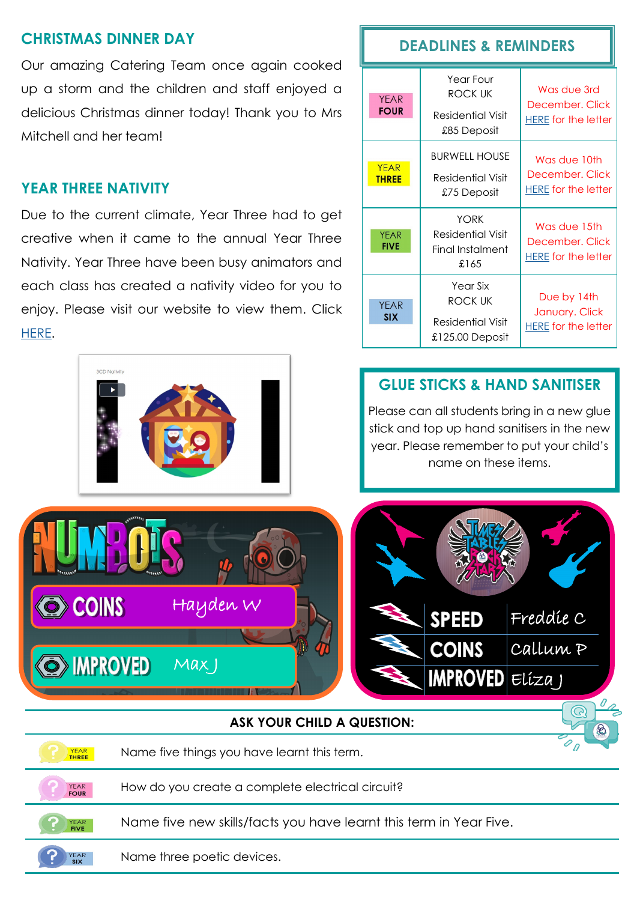## CHRISTMAS DINNER DAY

Our amazing Catering Team once again cooked up a storm and the children and staff enjoyed a delicious Christmas dinner today! Thank you to Mrs Mitchell and her team!

## YEAR THREE NATIVITY

Due to the current climate, Year Three had to get creative when it came to the annual Year Three Nativity. Year Three have been busy animators and each class has created a nativity video for you to enjoy. Please visit our website to view them. Click HERE.

3CD Nativity

## DEADLINES & REMINDERS

| | | |
|---|---|---|
| YEAR FOUR | Year Four ROCK UK Residential Visit £85 Deposit | Was due 3rd December. Click HERE for the letter |
| YEAR THREE | BURWELL HOUSE Residential Visit £75 Deposit | Was due 10th December. Click HERE for the letter |
| YEAR FIVE | YORK Residential Visit Final Instalment £165 | Was due 15th December. Click HERE for the letter |
| YEAR SIX | Year Six ROCK UK Residential Visit £125.00 Deposit | Due by 14th January. Click HERE for the letter |

## GLUE STICKS & HAND SANITISER

Please can all students bring in a new glue stick and top up hand sanitisers in the new year. Please remember to put your child's name on these items.

## NUMBOTS

COINS Hayden W

IMPROVED Max J

## TIMES TABLES ROCK STARS

SPEED Freddie C

COINS Callum P

IMPROVED Eliza J

## ASK YOUR CHILD A QUESTION:

| | |
|---|---|
| YEAR THREE | Name five things you have learnt this term. |
| YEAR FOUR | How do you create a complete electrical circuit? |
| YEAR FIVE | Name five new skills/facts you have learnt this term in Year Five. |
| YEAR SIX | Name three poetic devices. |